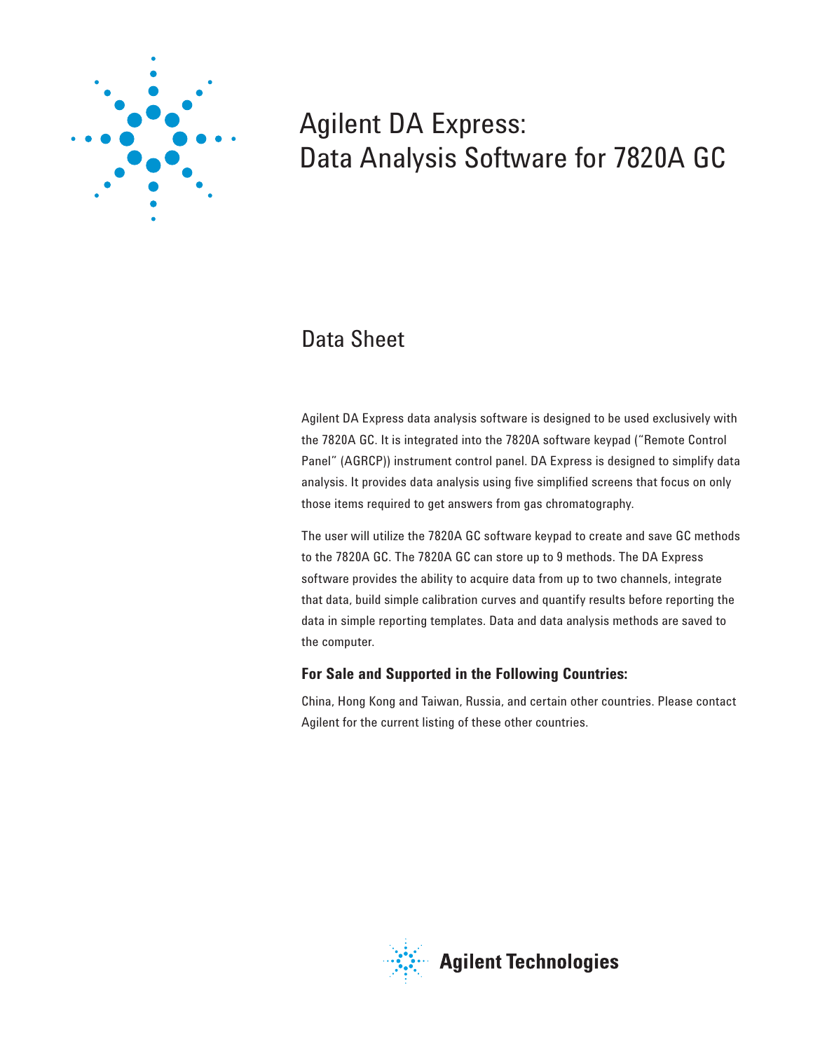# Agilent DA Express: Data Analysis Software for 7820A GC

## Data Sheet

Agilent DA Express data analysis software is designed to be used exclusively with the 7820A GC. It is integrated into the 7820A software keypad ("Remote Control Panel" (AGRCP)) instrument control panel. DA Express is designed to simplify data analysis. It provides data analysis using five simplified screens that focus on only those items required to get answers from gas chromatography.

The user will utilize the 7820A GC software keypad to create and save GC methods to the 7820A GC. The 7820A GC can store up to 9 methods. The DA Express software provides the ability to acquire data from up to two channels, integrate that data, build simple calibration curves and quantify results before reporting the data in simple reporting templates. Data and data analysis methods are saved to the computer.

### For Sale and Supported in the Following Countries:

China, Hong Kong and Taiwan, Russia, and certain other countries. Please contact Agilent for the current listing of these other countries.

Agilent Technologies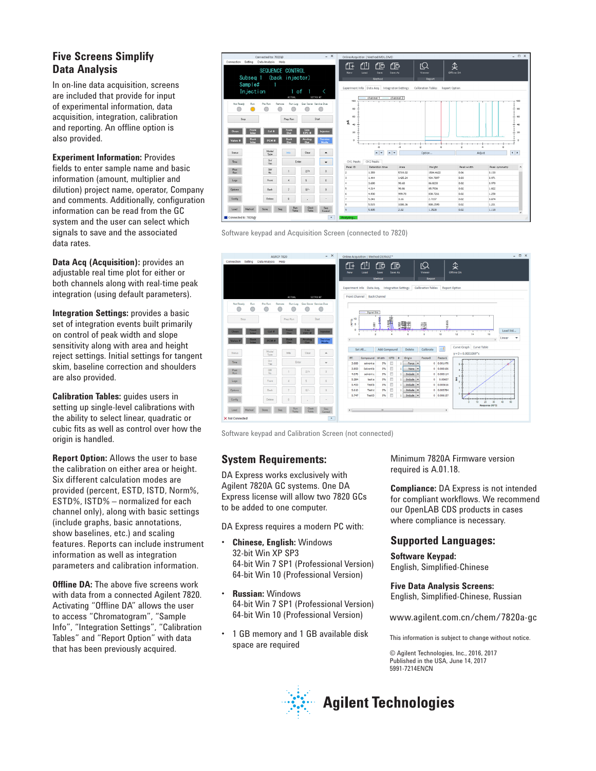## Five Screens Simplify Data Analysis

In on-line data acquisition, screens are included that provide for input of experimental information, data acquisition, integration, calibration and reporting. An offline option is also provided.

**Experiment Information:** Provides fields to enter sample name and basic information (amount, multiplier and dilution) project name, operator, Company and comments. Additionally, configuration information can be read from the GC system and the user can select which signals to save and the associated data rates.

**Data Acq (Acquisition):** provides an adjustable real time plot for either or both channels along with real-time peak integration (using default parameters).

**Integration Settings:** provides a basic set of integration events built primarily on control of peak width and slope sensitivity along with area and height reject settings. Initial settings for tangent skim, baseline correction and shoulders are also provided.

**Calibration Tables:** guides users in setting up single-level calibrations with the ability to select linear, quadratic or cubic fits as well as control over how the origin is handled.

**Report Option:** Allows the user to base the calibration on either area or height. Six different calculation modes are provided (percent, ESTD, ISTD, Norm%, ESTD%, ISTD% – normalized for each channel only), along with basic settings (include graphs, basic annotations, show baselines, etc.) and scaling features. Reports can include instrument information as well as integration parameters and calibration information.

**Offline DA:** The above five screens work with data from a connected Agilent 7820. Activating "Offline DA" allows the user to access "Chromatogram", "Sample Info", "Integration Settings", "Calibration Tables" and "Report Option" with data that has been previously acquired.

Software keypad and Acquisition Screen (connected to 7820)

Software keypad and Calibration Screen (not connected)

## System Requirements:

DA Express works exclusively with Agilent 7820A GC systems. One DA Express license will allow two 7820 GCs to be added to one computer.

DA Express requires a modern PC with:

- **Chinese, English:** Windows
  32-bit Win XP SP3
  64-bit Win 7 SP1 (Professional Version)
  64-bit Win 10 (Professional Version)
- **Russian:** Windows
  64-bit Win 7 SP1 (Professional Version)
  64-bit Win 10 (Professional Version)
- 1 GB memory and 1 GB available disk space are required

Minimum 7820A Firmware version required is A.01.18.

**Compliance:** DA Express is not intended for compliant workflows. We recommend our OpenLAB CDS products in cases where compliance is necessary.

## Supported Languages:

**Software Keypad:**
English, Simplified-Chinese

**Five Data Analysis Screens:**
English, Simplified-Chinese, Russian

www.agilent.com.cn/chem/7820a-gc

This information is subject to change without notice.

© Agilent Technologies, Inc., 2016, 2017
Published in the USA, June 14, 2017
5991-7214ENCN

Agilent Technologies